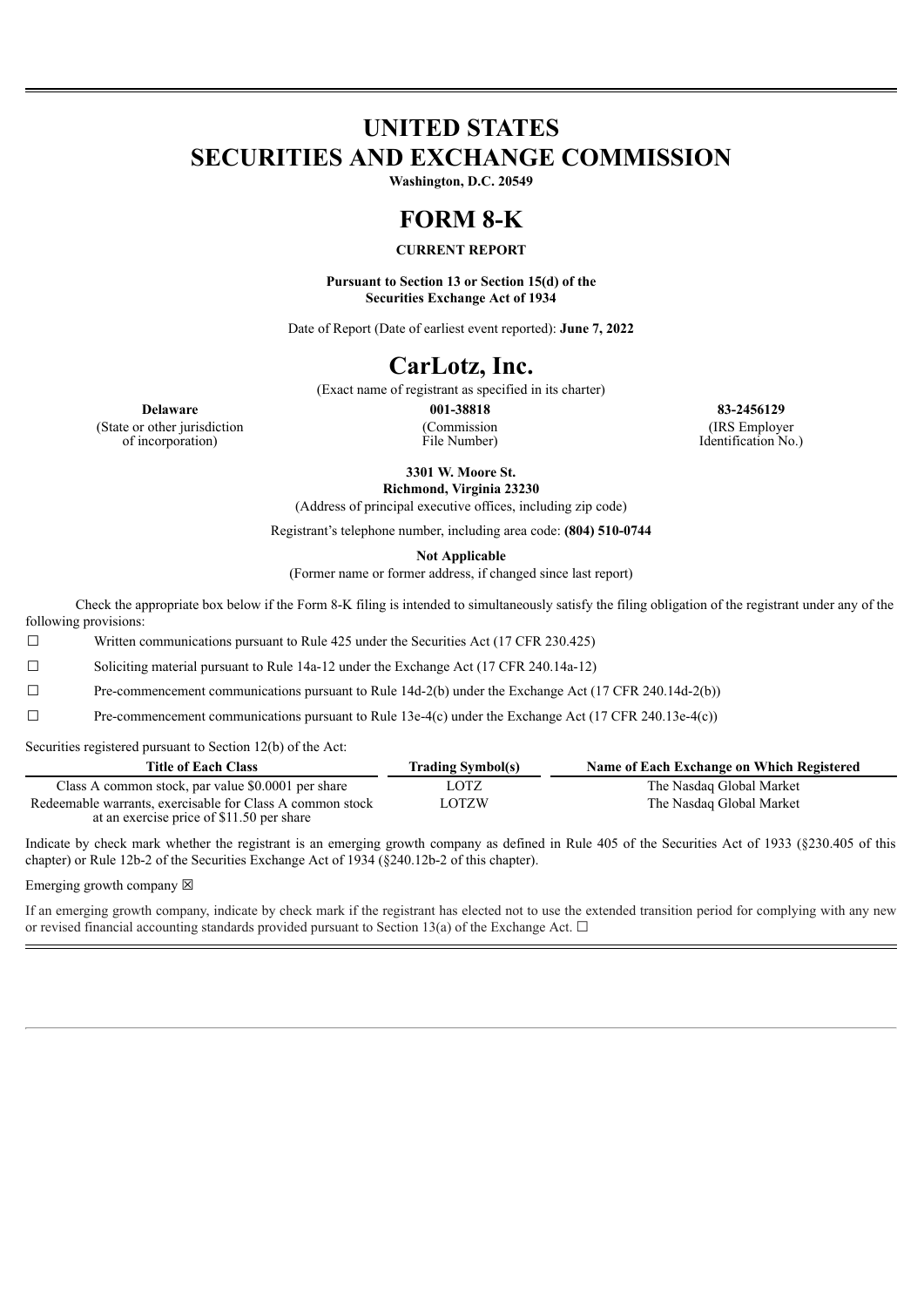# UNITED STATES
# SECURITIES AND EXCHANGE COMMISSION

**Washington, D.C. 20549**

# FORM 8-K

**CURRENT REPORT**

**Pursuant to Section 13 or Section 15(d) of the Securities Exchange Act of 1934**

Date of Report (Date of earliest event reported): **June 7, 2022**

# CarLotz, Inc.

(Exact name of registrant as specified in its charter)

| **Delaware** | **001-38818** | **83-2456129** |
|---|---|---|
| (State or other jurisdiction of incorporation) | (Commission File Number) | (IRS Employer Identification No.) |

**3301 W. Moore St.**
**Richmond, Virginia 23230**

(Address of principal executive offices, including zip code)

Registrant's telephone number, including area code: **(804) 510-0744**

**Not Applicable**

(Former name or former address, if changed since last report)

Check the appropriate box below if the Form 8-K filing is intended to simultaneously satisfy the filing obligation of the registrant under any of the following provisions:

☐ Written communications pursuant to Rule 425 under the Securities Act (17 CFR 230.425)

☐ Soliciting material pursuant to Rule 14a-12 under the Exchange Act (17 CFR 240.14a-12)

☐ Pre-commencement communications pursuant to Rule 14d-2(b) under the Exchange Act (17 CFR 240.14d-2(b))

☐ Pre-commencement communications pursuant to Rule 13e-4(c) under the Exchange Act (17 CFR 240.13e-4(c))

Securities registered pursuant to Section 12(b) of the Act:

| Title of Each Class | Trading Symbol(s) | Name of Each Exchange on Which Registered |
|---|---|---|
| Class A common stock, par value $0.0001 per share | LOTZ | The Nasdaq Global Market |
| Redeemable warrants, exercisable for Class A common stock at an exercise price of $11.50 per share | LOTZW | The Nasdaq Global Market |

Indicate by check mark whether the registrant is an emerging growth company as defined in Rule 405 of the Securities Act of 1933 (§230.405 of this chapter) or Rule 12b-2 of the Securities Exchange Act of 1934 (§240.12b-2 of this chapter).

Emerging growth company ☒

If an emerging growth company, indicate by check mark if the registrant has elected not to use the extended transition period for complying with any new or revised financial accounting standards provided pursuant to Section 13(a) of the Exchange Act. ☐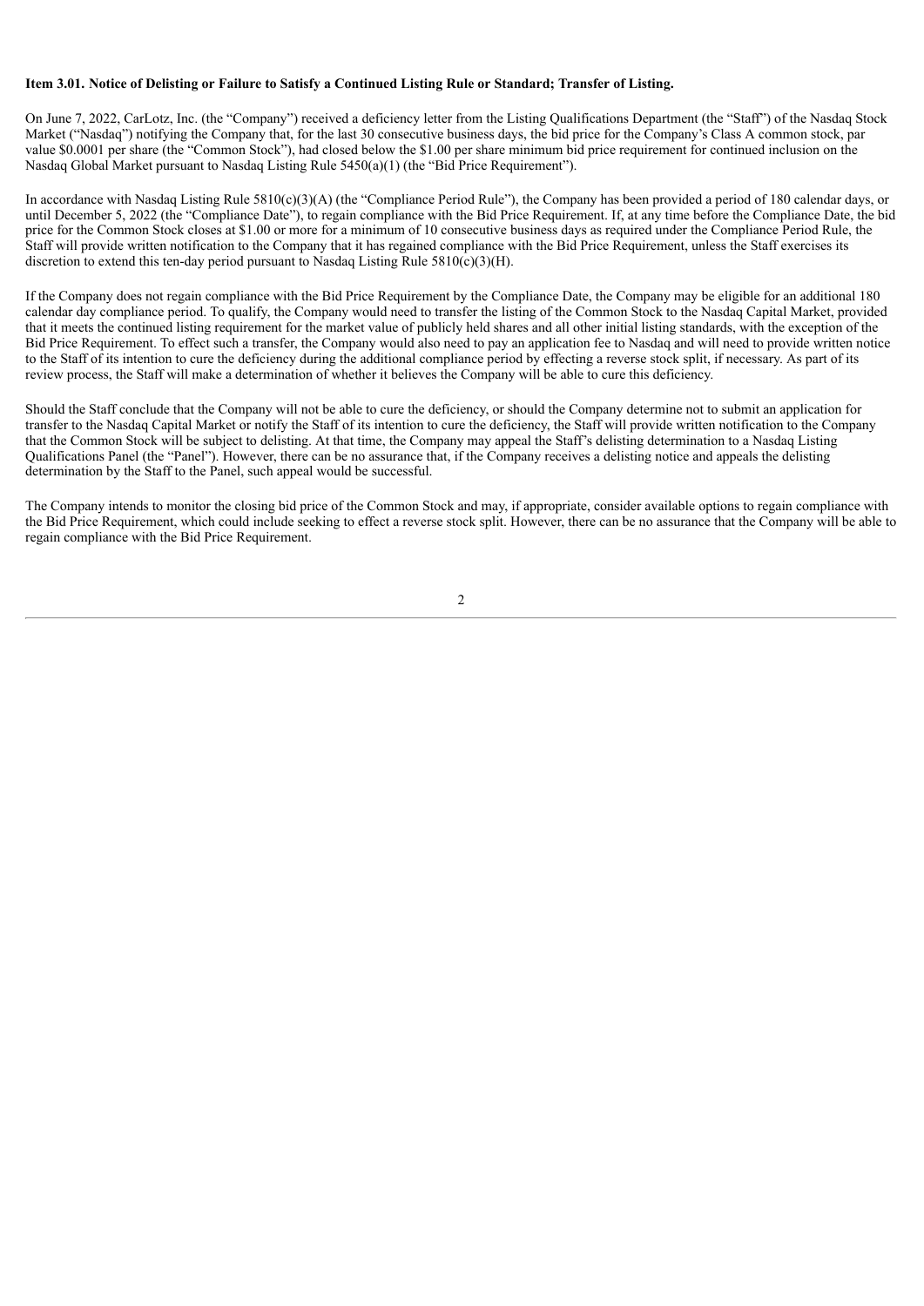**Item 3.01. Notice of Delisting or Failure to Satisfy a Continued Listing Rule or Standard; Transfer of Listing.**

On June 7, 2022, CarLotz, Inc. (the "Company") received a deficiency letter from the Listing Qualifications Department (the "Staff") of the Nasdaq Stock Market ("Nasdaq") notifying the Company that, for the last 30 consecutive business days, the bid price for the Company's Class A common stock, par value $0.0001 per share (the "Common Stock"), had closed below the $1.00 per share minimum bid price requirement for continued inclusion on the Nasdaq Global Market pursuant to Nasdaq Listing Rule 5450(a)(1) (the "Bid Price Requirement").

In accordance with Nasdaq Listing Rule 5810(c)(3)(A) (the "Compliance Period Rule"), the Company has been provided a period of 180 calendar days, or until December 5, 2022 (the "Compliance Date"), to regain compliance with the Bid Price Requirement. If, at any time before the Compliance Date, the bid price for the Common Stock closes at $1.00 or more for a minimum of 10 consecutive business days as required under the Compliance Period Rule, the Staff will provide written notification to the Company that it has regained compliance with the Bid Price Requirement, unless the Staff exercises its discretion to extend this ten-day period pursuant to Nasdaq Listing Rule 5810(c)(3)(H).

If the Company does not regain compliance with the Bid Price Requirement by the Compliance Date, the Company may be eligible for an additional 180 calendar day compliance period. To qualify, the Company would need to transfer the listing of the Common Stock to the Nasdaq Capital Market, provided that it meets the continued listing requirement for the market value of publicly held shares and all other initial listing standards, with the exception of the Bid Price Requirement. To effect such a transfer, the Company would also need to pay an application fee to Nasdaq and will need to provide written notice to the Staff of its intention to cure the deficiency during the additional compliance period by effecting a reverse stock split, if necessary. As part of its review process, the Staff will make a determination of whether it believes the Company will be able to cure this deficiency.

Should the Staff conclude that the Company will not be able to cure the deficiency, or should the Company determine not to submit an application for transfer to the Nasdaq Capital Market or notify the Staff of its intention to cure the deficiency, the Staff will provide written notification to the Company that the Common Stock will be subject to delisting. At that time, the Company may appeal the Staff's delisting determination to a Nasdaq Listing Qualifications Panel (the "Panel"). However, there can be no assurance that, if the Company receives a delisting notice and appeals the delisting determination by the Staff to the Panel, such appeal would be successful.

The Company intends to monitor the closing bid price of the Common Stock and may, if appropriate, consider available options to regain compliance with the Bid Price Requirement, which could include seeking to effect a reverse stock split. However, there can be no assurance that the Company will be able to regain compliance with the Bid Price Requirement.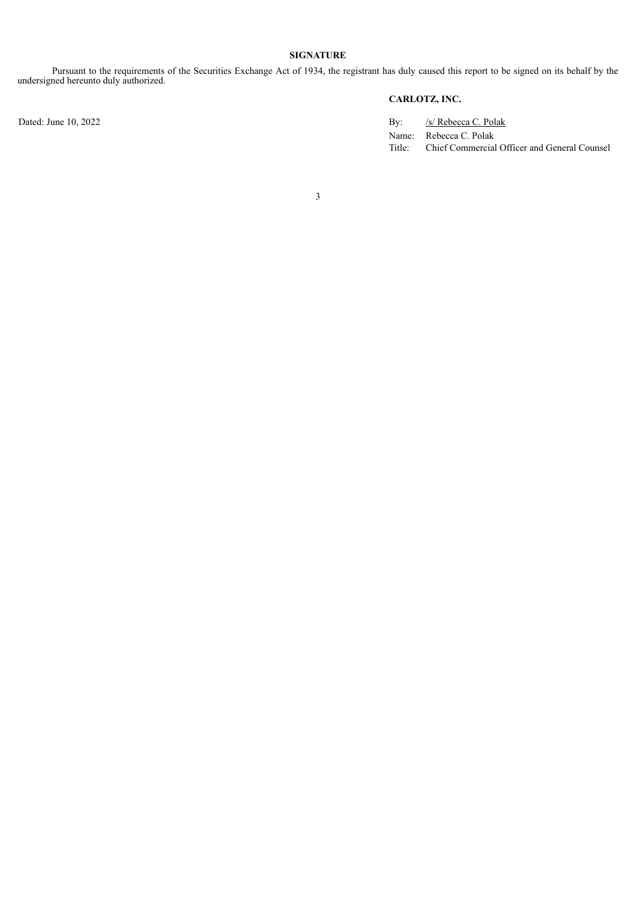**SIGNATURE**

Pursuant to the requirements of the Securities Exchange Act of 1934, the registrant has duly caused this report to be signed on its behalf by the undersigned hereunto duly authorized.

**CARLOTZ, INC.**

Dated: June 10, 2022

| | |
|---|---|
| By: | /s/ Rebecca C. Polak |
| Name: | Rebecca C. Polak |
| Title: | Chief Commercial Officer and General Counsel |